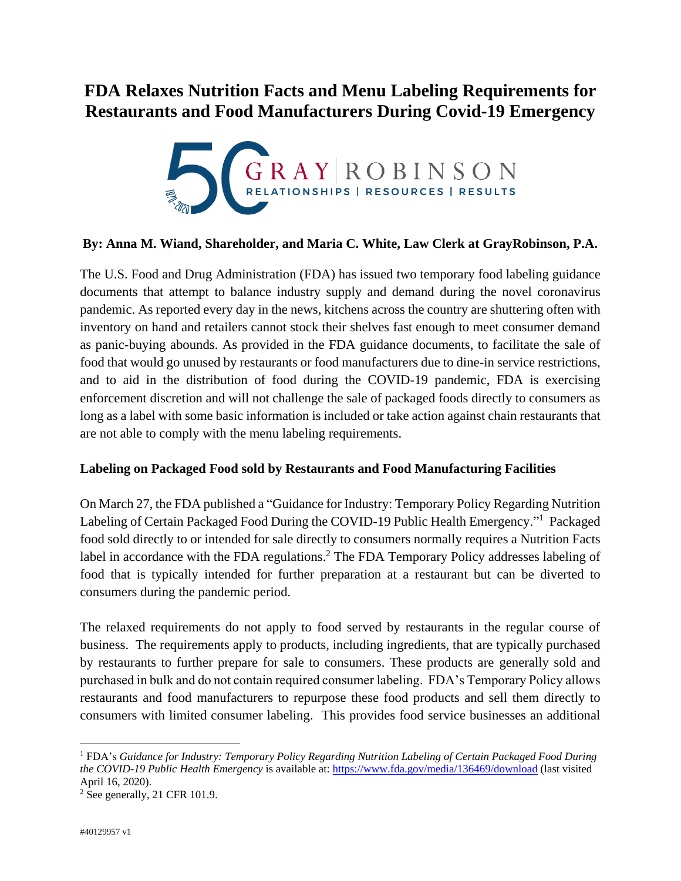# FDA Relaxes Nutrition Facts and Menu Labeling Requirements for Restaurants and Food Manufacturers During Covid-19 Emergency

**By: Anna M. Wiand, Shareholder, and Maria C. White, Law Clerk at GrayRobinson, P.A.**

The U.S. Food and Drug Administration (FDA) has issued two temporary food labeling guidance documents that attempt to balance industry supply and demand during the novel coronavirus pandemic. As reported every day in the news, kitchens across the country are shuttering often with inventory on hand and retailers cannot stock their shelves fast enough to meet consumer demand as panic-buying abounds. As provided in the FDA guidance documents, to facilitate the sale of food that would go unused by restaurants or food manufacturers due to dine-in service restrictions, and to aid in the distribution of food during the COVID-19 pandemic, FDA is exercising enforcement discretion and will not challenge the sale of packaged foods directly to consumers as long as a label with some basic information is included or take action against chain restaurants that are not able to comply with the menu labeling requirements.

**Labeling on Packaged Food sold by Restaurants and Food Manufacturing Facilities**

On March 27, the FDA published a "Guidance for Industry: Temporary Policy Regarding Nutrition Labeling of Certain Packaged Food During the COVID-19 Public Health Emergency."[1] Packaged food sold directly to or intended for sale directly to consumers normally requires a Nutrition Facts label in accordance with the FDA regulations.[2] The FDA Temporary Policy addresses labeling of food that is typically intended for further preparation at a restaurant but can be diverted to consumers during the pandemic period.

The relaxed requirements do not apply to food served by restaurants in the regular course of business. The requirements apply to products, including ingredients, that are typically purchased by restaurants to further prepare for sale to consumers. These products are generally sold and purchased in bulk and do not contain required consumer labeling. FDA's Temporary Policy allows restaurants and food manufacturers to repurpose these food products and sell them directly to consumers with limited consumer labeling. This provides food service businesses an additional

---

[1] FDA's *Guidance for Industry: Temporary Policy Regarding Nutrition Labeling of Certain Packaged Food During the COVID-19 Public Health Emergency* is available at: https://www.fda.gov/media/136469/download (last visited April 16, 2020).

[2] See generally, 21 CFR 101.9.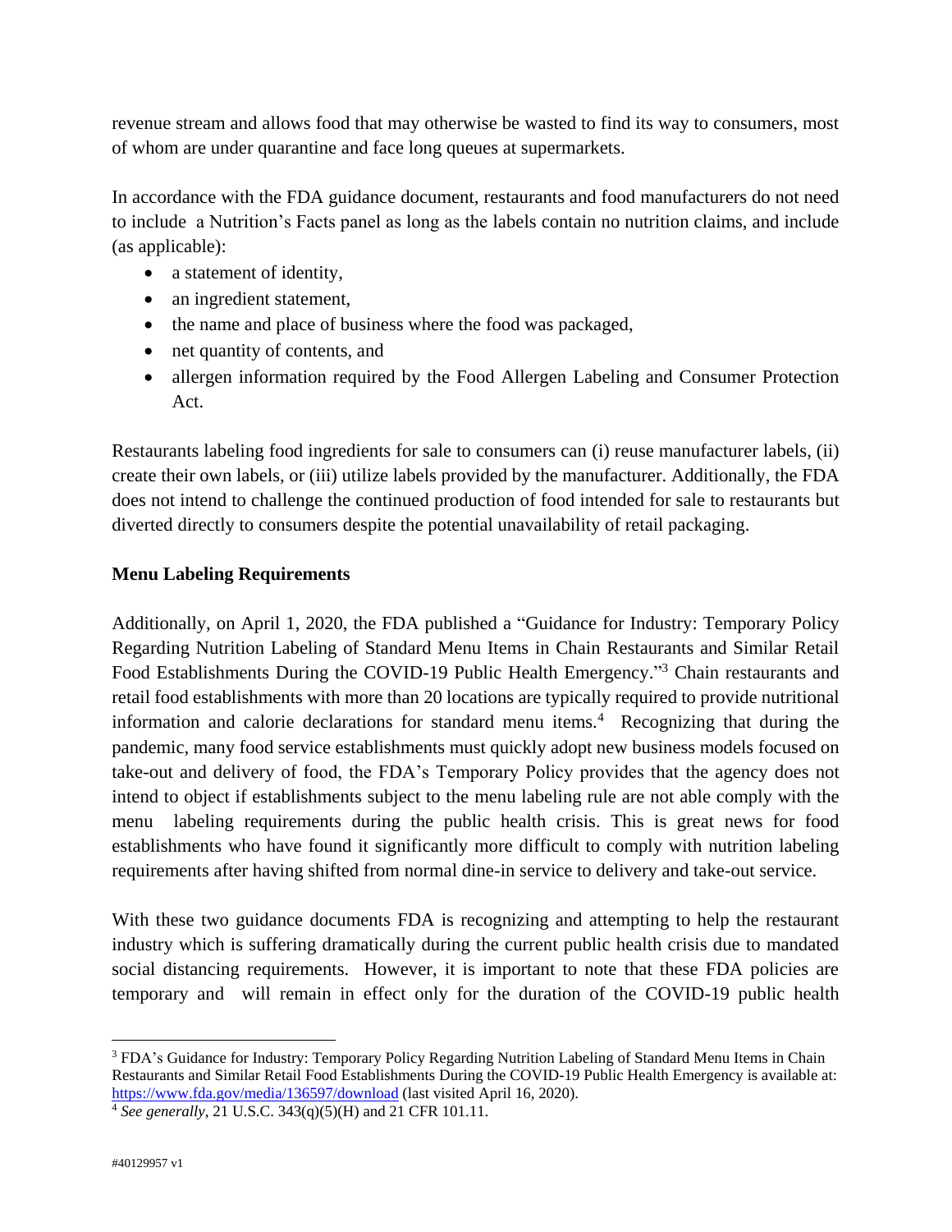revenue stream and allows food that may otherwise be wasted to find its way to consumers, most of whom are under quarantine and face long queues at supermarkets.

In accordance with the FDA guidance document, restaurants and food manufacturers do not need to include a Nutrition's Facts panel as long as the labels contain no nutrition claims, and include (as applicable):

- a statement of identity,
- an ingredient statement,
- the name and place of business where the food was packaged,
- net quantity of contents, and
- allergen information required by the Food Allergen Labeling and Consumer Protection Act.

Restaurants labeling food ingredients for sale to consumers can (i) reuse manufacturer labels, (ii) create their own labels, or (iii) utilize labels provided by the manufacturer. Additionally, the FDA does not intend to challenge the continued production of food intended for sale to restaurants but diverted directly to consumers despite the potential unavailability of retail packaging.

**Menu Labeling Requirements**

Additionally, on April 1, 2020, the FDA published a "Guidance for Industry: Temporary Policy Regarding Nutrition Labeling of Standard Menu Items in Chain Restaurants and Similar Retail Food Establishments During the COVID-19 Public Health Emergency."[3] Chain restaurants and retail food establishments with more than 20 locations are typically required to provide nutritional information and calorie declarations for standard menu items.[4] Recognizing that during the pandemic, many food service establishments must quickly adopt new business models focused on take-out and delivery of food, the FDA's Temporary Policy provides that the agency does not intend to object if establishments subject to the menu labeling rule are not able comply with the menu labeling requirements during the public health crisis. This is great news for food establishments who have found it significantly more difficult to comply with nutrition labeling requirements after having shifted from normal dine-in service to delivery and take-out service.

With these two guidance documents FDA is recognizing and attempting to help the restaurant industry which is suffering dramatically during the current public health crisis due to mandated social distancing requirements. However, it is important to note that these FDA policies are temporary and will remain in effect only for the duration of the COVID-19 public health

---

[3] FDA's Guidance for Industry: Temporary Policy Regarding Nutrition Labeling of Standard Menu Items in Chain Restaurants and Similar Retail Food Establishments During the COVID-19 Public Health Emergency is available at: https://www.fda.gov/media/136597/download (last visited April 16, 2020).

[4] *See generally*, 21 U.S.C. 343(q)(5)(H) and 21 CFR 101.11.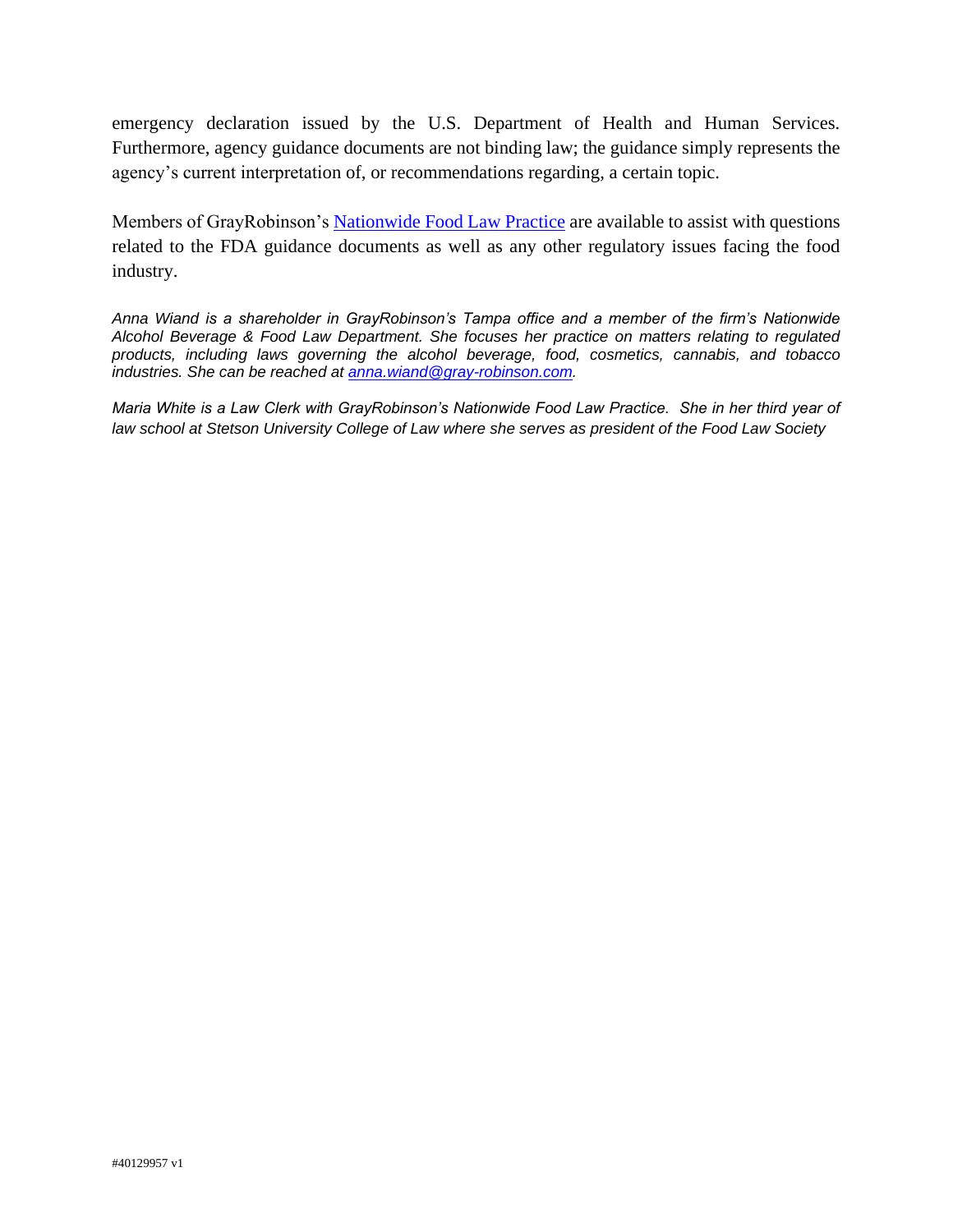emergency declaration issued by the U.S. Department of Health and Human Services. Furthermore, agency guidance documents are not binding law; the guidance simply represents the agency's current interpretation of, or recommendations regarding, a certain topic.

Members of GrayRobinson's [Nationwide Food Law Practice]() are available to assist with questions related to the FDA guidance documents as well as any other regulatory issues facing the food industry.

*Anna Wiand is a shareholder in GrayRobinson's Tampa office and a member of the firm's Nationwide Alcohol Beverage & Food Law Department. She focuses her practice on matters relating to regulated products, including laws governing the alcohol beverage, food, cosmetics, cannabis, and tobacco industries. She can be reached at [anna.wiand@gray-robinson.com](mailto:anna.wiand@gray-robinson.com).*

*Maria White is a Law Clerk with GrayRobinson's Nationwide Food Law Practice. She in her third year of law school at Stetson University College of Law where she serves as president of the Food Law Society*

#40129957 v1